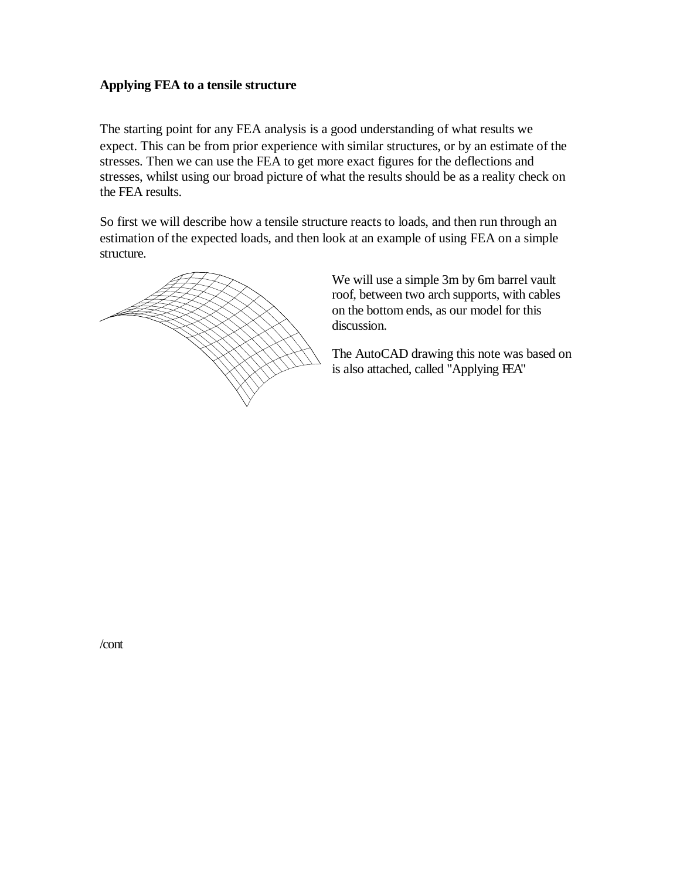## Applying FEA to a tensile structure

The starting point for any FEA analysis is a good understanding of what results we expect. This can be from prior experience with similar structures, or by an estimate of the stresses. Then we can use the FEA to get more exact figures for the deflections and stresses, whilst using our broad picture of what the results should be as a reality check on the FEA results.

So first we will describe how a tensile structure reacts to loads, and then run through an estimation of the expected loads, and then look at an example of using FEA on a simple structure.

We will use a simple 3m by 6m barrel vault roof, between two arch supports, with cables on the bottom ends, as our model for this discussion.

The AutoCAD drawing this note was based on is also attached, called "Applying FEA"

/cont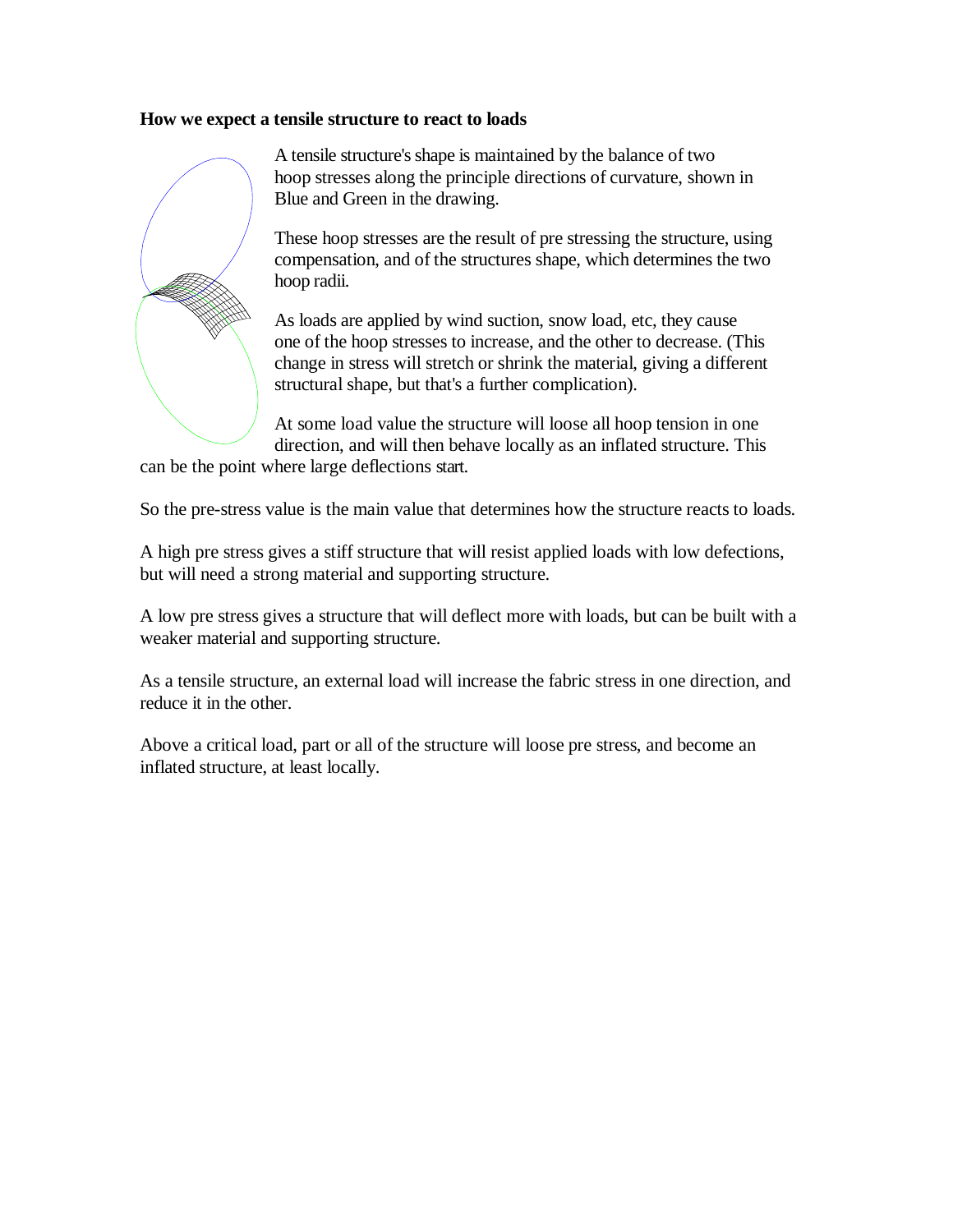**How we expect a tensile structure to react to loads**

A tensile structure's shape is maintained by the balance of two hoop stresses along the principle directions of curvature, shown in Blue and Green in the drawing.

These hoop stresses are the result of pre stressing the structure, using compensation, and of the structures shape, which determines the two hoop radii.

As loads are applied by wind suction, snow load, etc, they cause one of the hoop stresses to increase, and the other to decrease. (This change in stress will stretch or shrink the material, giving a different structural shape, but that's a further complication).

At some load value the structure will loose all hoop tension in one direction, and will then behave locally as an inflated structure. This can be the point where large deflections start.

So the pre-stress value is the main value that determines how the structure reacts to loads.

A high pre stress gives a stiff structure that will resist applied loads with low defections, but will need a strong material and supporting structure.

A low pre stress gives a structure that will deflect more with loads, but can be built with a weaker material and supporting structure.

As a tensile structure, an external load will increase the fabric stress in one direction, and reduce it in the other.

Above a critical load, part or all of the structure will loose pre stress, and become an inflated structure, at least locally.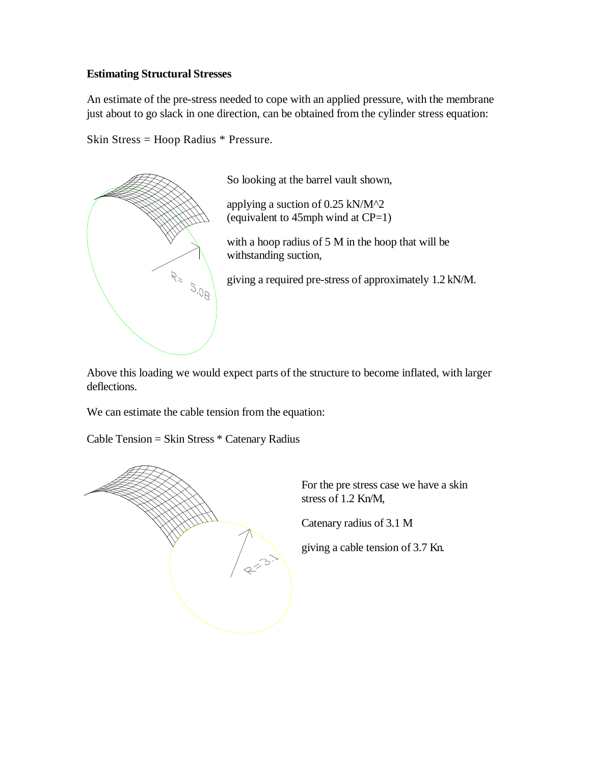**Estimating Structural Stresses**

An estimate of the pre-stress needed to cope with an applied pressure, with the membrane just about to go slack in one direction, can be obtained from the cylinder stress equation:

Skin Stress = Hoop Radius * Pressure.

So looking at the barrel vault shown,

applying a suction of 0.25 kN/M^2 (equivalent to 45mph wind at CP=1)

with a hoop radius of 5 M in the hoop that will be withstanding suction,

giving a required pre-stress of approximately 1.2 kN/M.

Above this loading we would expect parts of the structure to become inflated, with larger deflections.

We can estimate the cable tension from the equation:

Cable Tension = Skin Stress * Catenary Radius

For the pre stress case we have a skin stress of 1.2 Kn/M,

Catenary radius of 3.1 M

giving a cable tension of 3.7 Kn.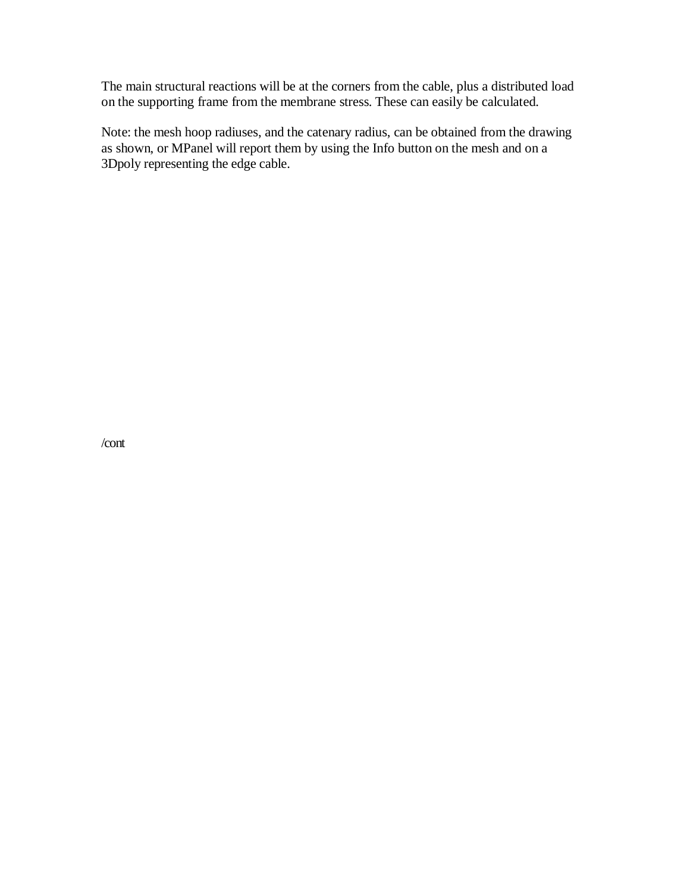The main structural reactions will be at the corners from the cable, plus a distributed load on the supporting frame from the membrane stress. These can easily be calculated.

Note: the mesh hoop radiuses, and the catenary radius, can be obtained from the drawing as shown, or MPanel will report them by using the Info button on the mesh and on a 3Dpoly representing the edge cable.

/cont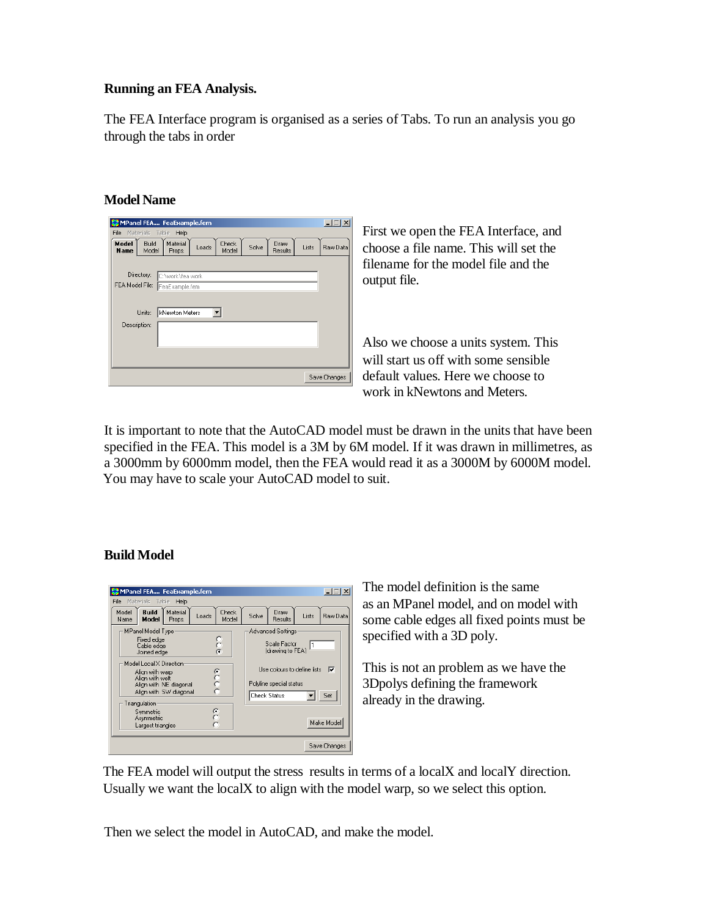**Running an FEA Analysis.**

The FEA Interface program is organised as a series of Tabs. To run an analysis you go through the tabs in order

**Model Name**

First we open the FEA Interface, and choose a file name. This will set the filename for the model file and the output file.

Also we choose a units system. This will start us off with some sensible default values. Here we choose to work in kNewtons and Meters.

It is important to note that the AutoCAD model must be drawn in the units that have been specified in the FEA. This model is a 3M by 6M model. If it was drawn in millimetres, as a 3000mm by 6000mm model, then the FEA would read it as a 3000M by 6000M model. You may have to scale your AutoCAD model to suit.

**Build Model**

The model definition is the same as an MPanel model, and on model with some cable edges all fixed points must be specified with a 3D poly.

This is not an problem as we have the 3Dpolys defining the framework already in the drawing.

The FEA model will output the stress results in terms of a localX and localY direction. Usually we want the localX to align with the model warp, so we select this option.

Then we select the model in AutoCAD, and make the model.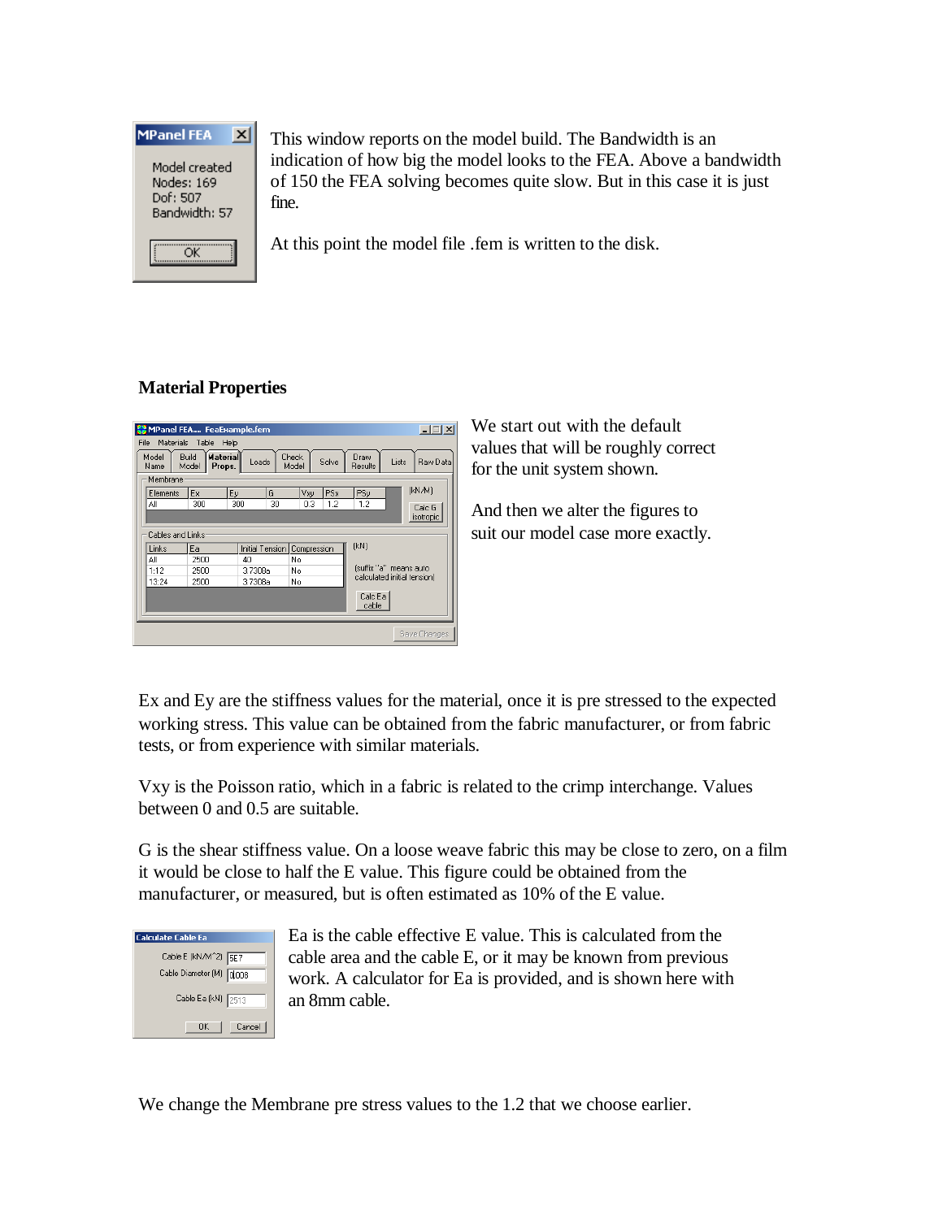This window reports on the model build. The Bandwidth is an indication of how big the model looks to the FEA. Above a bandwidth of 150 the FEA solving becomes quite slow. But in this case it is just fine.

At this point the model file .fem is written to the disk.

## Material Properties

We start out with the default values that will be roughly correct for the unit system shown.

And then we alter the figures to suit our model case more exactly.

Ex and Ey are the stiffness values for the material, once it is pre stressed to the expected working stress. This value can be obtained from the fabric manufacturer, or from fabric tests, or from experience with similar materials.

Vxy is the Poisson ratio, which in a fabric is related to the crimp interchange. Values between 0 and 0.5 are suitable.

G is the shear stiffness value. On a loose weave fabric this may be close to zero, on a film it would be close to half the E value. This figure could be obtained from the manufacturer, or measured, but is often estimated as 10% of the E value.

Ea is the cable effective E value. This is calculated from the cable area and the cable E, or it may be known from previous work. A calculator for Ea is provided, and is shown here with an 8mm cable.

We change the Membrane pre stress values to the 1.2 that we choose earlier.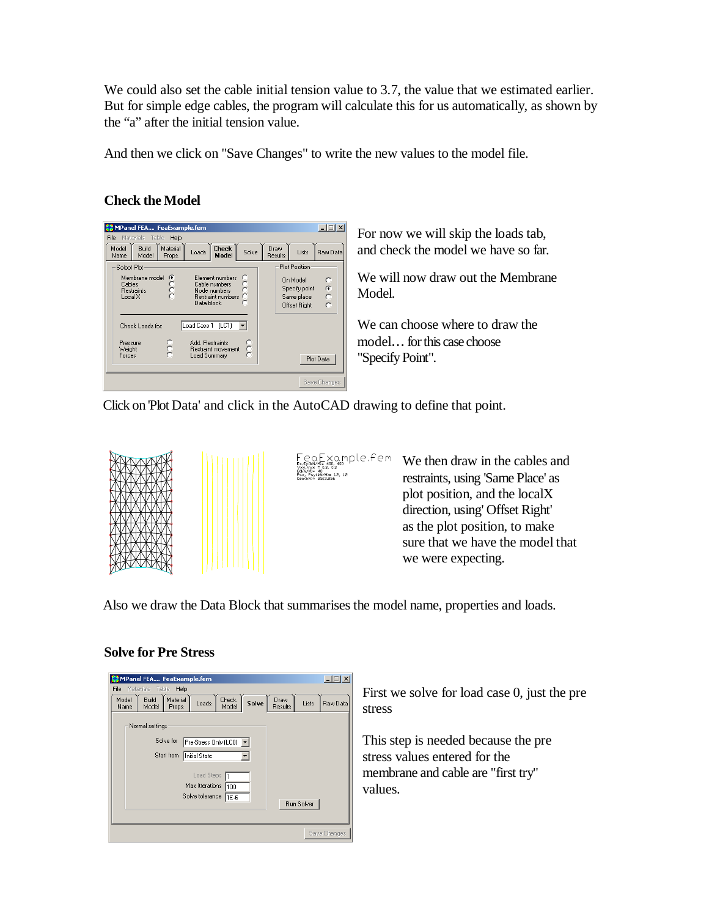We could also set the cable initial tension value to 3.7, the value that we estimated earlier. But for simple edge cables, the program will calculate this for us automatically, as shown by the “a” after the initial tension value.

And then we click on "Save Changes" to write the new values to the model file.

### Check the Model

For now we will skip the loads tab, and check the model we have so far.

We will now draw out the Membrane Model.

We can choose where to draw the model… for this case choose "Specify Point".

Click on 'Plot Data' and click in the AutoCAD drawing to define that point.

We then draw in the cables and restraints, using 'Same Place' as plot position, and the localX direction, using' Offset Right' as the plot position, to make sure that we have the model that we were expecting.

Also we draw the Data Block that summarises the model name, properties and loads.

### Solve for Pre Stress

First we solve for load case 0, just the pre stress

This step is needed because the pre stress values entered for the membrane and cable are "first try" values.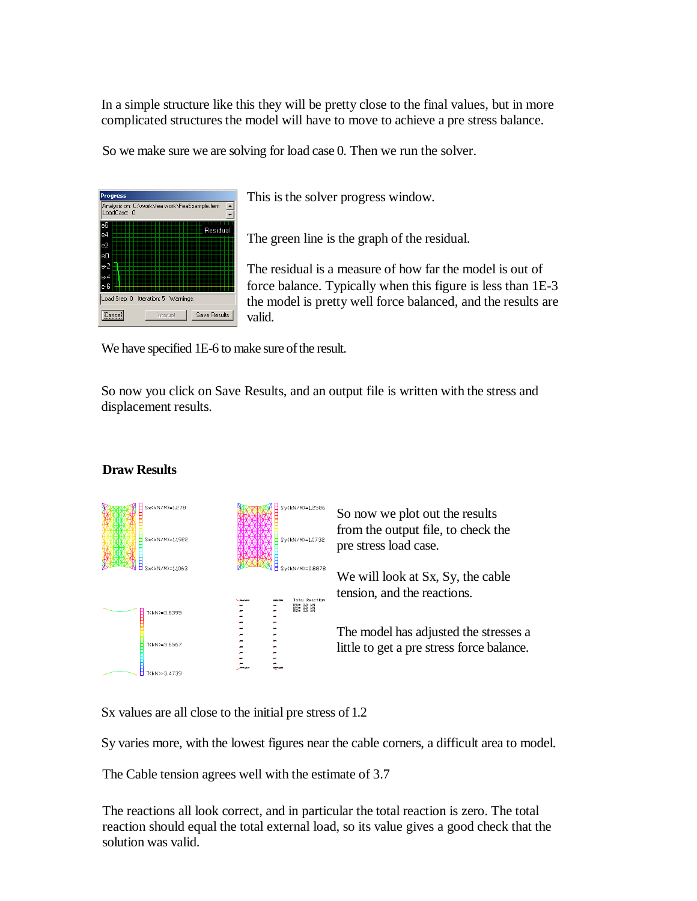In a simple structure like this they will be pretty close to the final values, but in more complicated structures the model will have to move to achieve a pre stress balance.

So we make sure we are solving for load case 0. Then we run the solver.

This is the solver progress window.

The green line is the graph of the residual.

The residual is a measure of how far the model is out of force balance. Typically when this figure is less than 1E-3 the model is pretty well force balanced, and the results are valid.

We have specified 1E-6 to make sure of the result.

So now you click on Save Results, and an output file is written with the stress and displacement results.

### Draw Results

So now we plot out the results from the output file, to check the pre stress load case.

We will look at Sx, Sy, the cable tension, and the reactions.

The model has adjusted the stresses a little to get a pre stress force balance.

Sx values are all close to the initial pre stress of 1.2

Sy varies more, with the lowest figures near the cable corners, a difficult area to model.

The Cable tension agrees well with the estimate of 3.7

The reactions all look correct, and in particular the total reaction is zero. The total reaction should equal the total external load, so its value gives a good check that the solution was valid.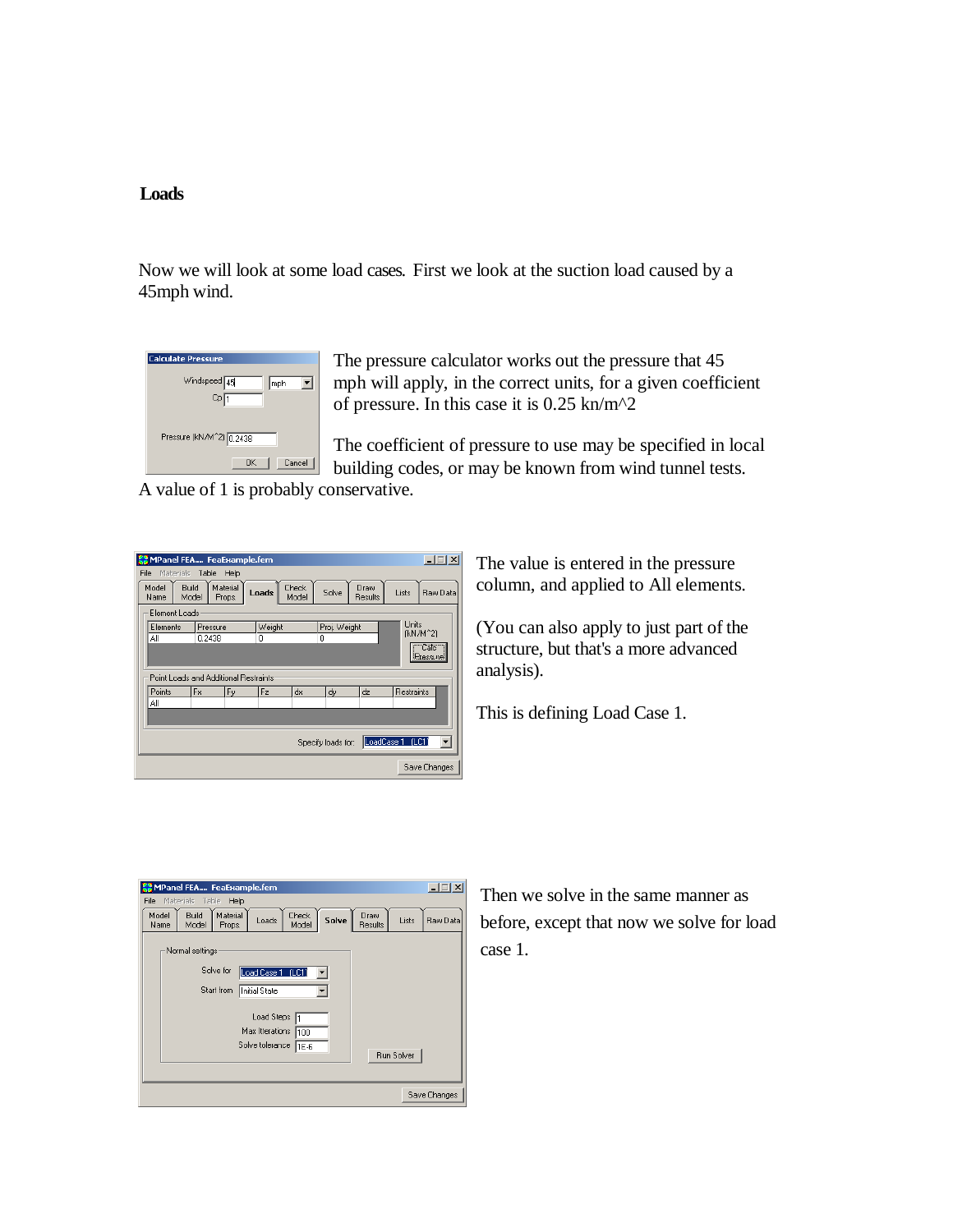**Loads**

Now we will look at some load cases. First we look at the suction load caused by a 45mph wind.

The pressure calculator works out the pressure that 45 mph will apply, in the correct units, for a given coefficient of pressure. In this case it is 0.25 kn/m^2

The coefficient of pressure to use may be specified in local building codes, or may be known from wind tunnel tests. A value of 1 is probably conservative.

The value is entered in the pressure column, and applied to All elements.

(You can also apply to just part of the structure, but that's a more advanced analysis).

This is defining Load Case 1.

Then we solve in the same manner as before, except that now we solve for load case 1.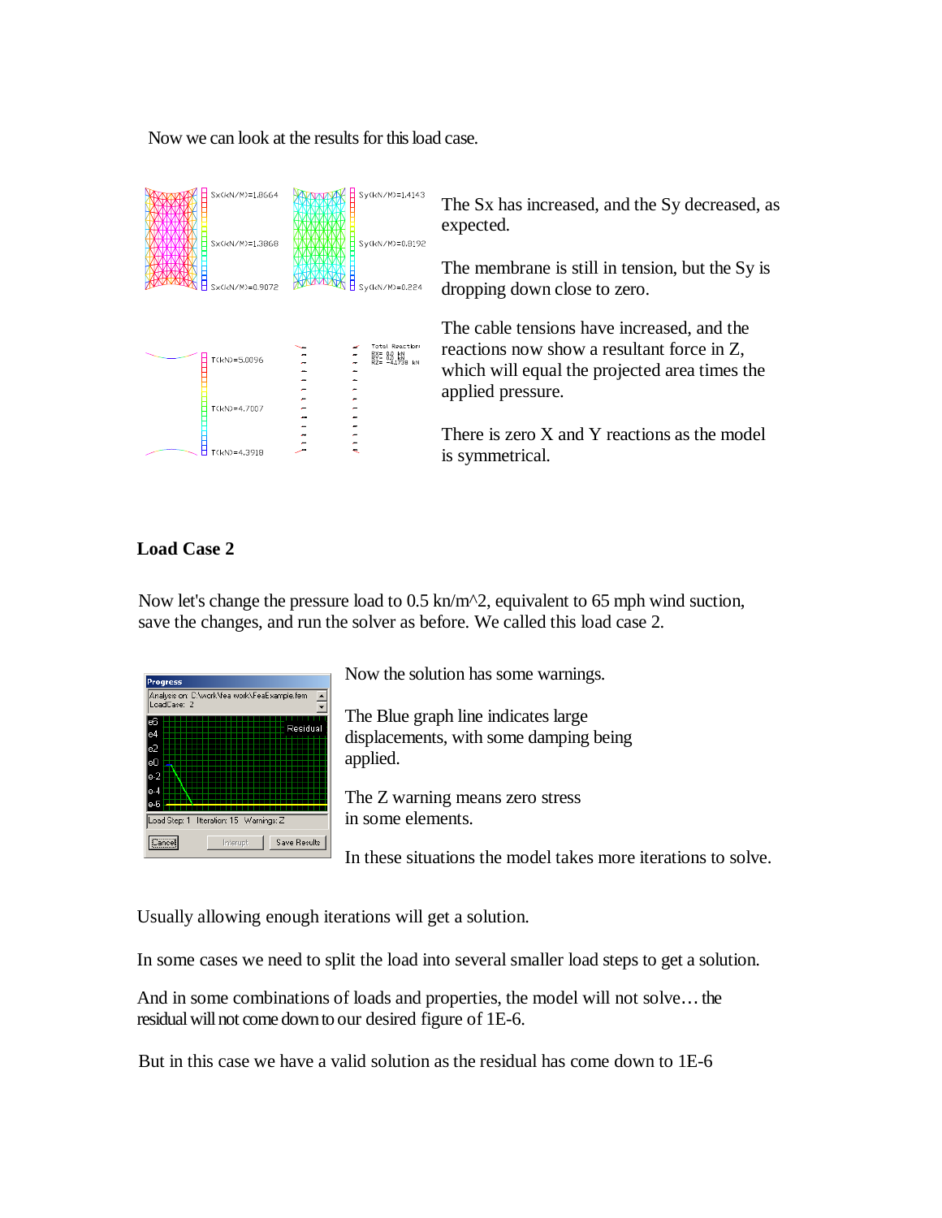Now we can look at the results for this load case.

The Sx has increased, and the Sy decreased, as expected.

The membrane is still in tension, but the Sy is dropping down close to zero.

The cable tensions have increased, and the reactions now show a resultant force in Z, which will equal the projected area times the applied pressure.

There is zero X and Y reactions as the model is symmetrical.

**Load Case 2**

Now let's change the pressure load to 0.5 kn/m^2, equivalent to 65 mph wind suction, save the changes, and run the solver as before. We called this load case 2.

Now the solution has some warnings.

The Blue graph line indicates large displacements, with some damping being applied.

The Z warning means zero stress in some elements.

In these situations the model takes more iterations to solve.

Usually allowing enough iterations will get a solution.

In some cases we need to split the load into several smaller load steps to get a solution.

And in some combinations of loads and properties, the model will not solve… the residual will not come down to our desired figure of 1E-6.

But in this case we have a valid solution as the residual has come down to 1E-6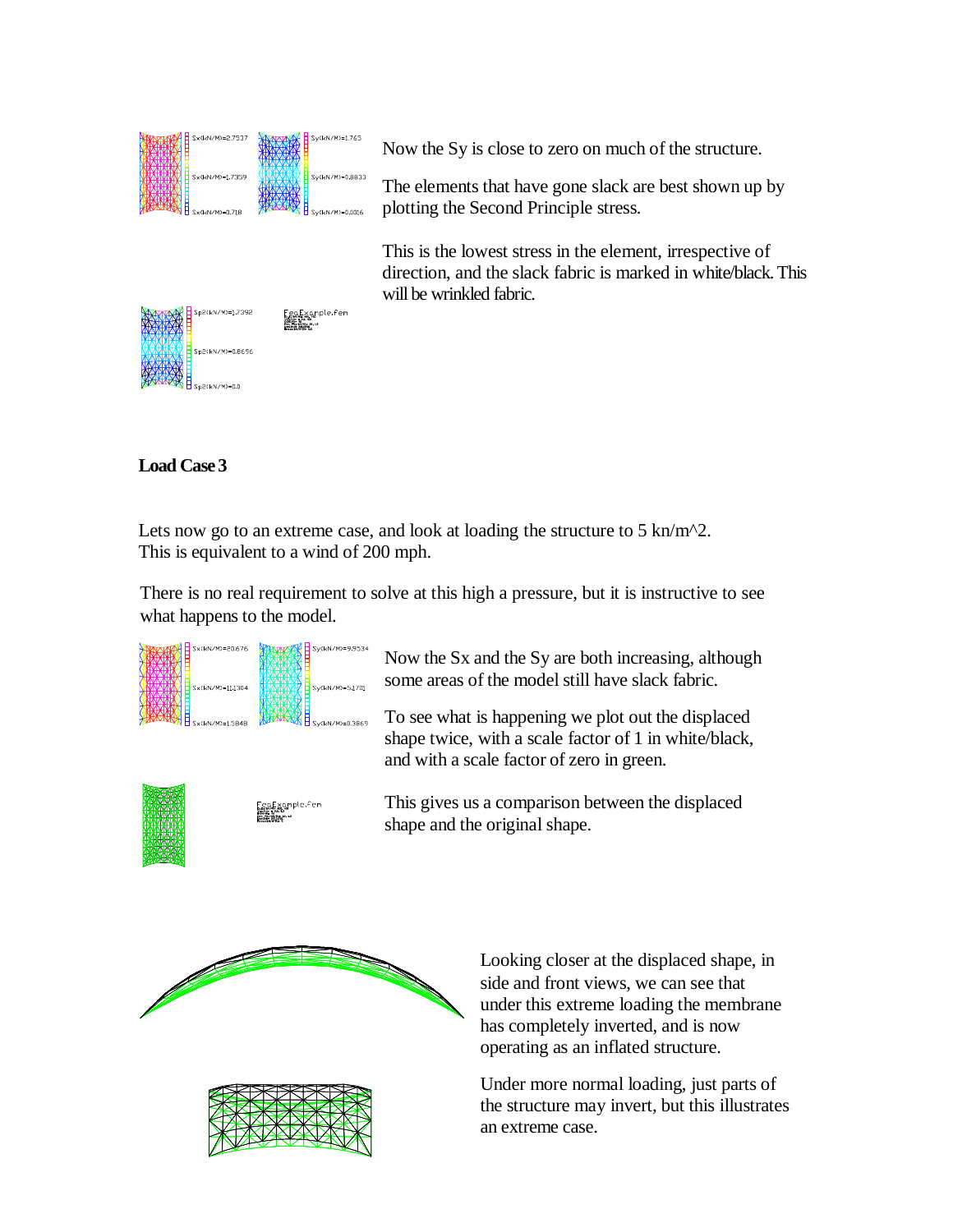Sx(kN/M)=2.7537

Sx(kN/M)=1.7359

Sx(kN/M)=0.718

Sy(kN/M)=1.765

Sy(kN/M)=0.8833

Sy(kN/M)=0.0016

Now the Sy is close to zero on much of the structure.

The elements that have gone slack are best shown up by plotting the Second Principle stress.

This is the lowest stress in the element, irrespective of direction, and the slack fabric is marked in white/black. This will be wrinkled fabric.

Sp2(kN/M)=1.7392

Sp2(kN/M)=0.8696

Sp2(kN/M)=0.0

FeaExample.fem

**Load Case 3**

Lets now go to an extreme case, and look at loading the structure to 5 kn/m^2.
This is equivalent to a wind of 200 mph.

There is no real requirement to solve at this high a pressure, but it is instructive to see what happens to the model.

Sx(kN/M)=20.676

Sx(kN/M)=11.1304

Sx(kN/M)=1.5848

Sy(kN/M)=9.9534

Sy(kN/M)=5.1701

Sy(kN/M)=0.3869

Now the Sx and the Sy are both increasing, although some areas of the model still have slack fabric.

To see what is happening we plot out the displaced shape twice, with a scale factor of 1 in white/black, and with a scale factor of zero in green.

FeaExample.fem

This gives us a comparison between the displaced shape and the original shape.

Looking closer at the displaced shape, in side and front views, we can see that under this extreme loading the membrane has completely inverted, and is now operating as an inflated structure.

Under more normal loading, just parts of the structure may invert, but this illustrates an extreme case.